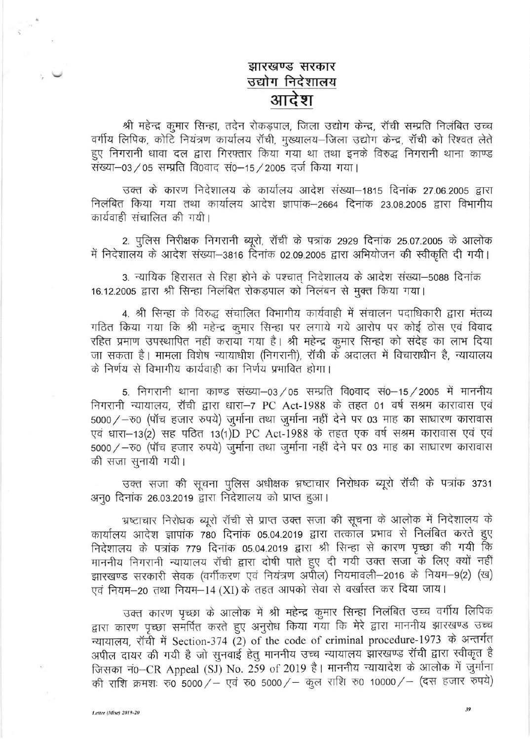# झारखण्ड सरकार
## उद्योग निदेशालय
# आदेश

श्री महेन्द्र कुमार सिन्हा, तदेन रोकड़पाल, जिला उद्योग केन्द्र, राँची सम्प्रति निलंबित उच्च वर्गीय लिपिक, कोटि नियंत्रण कार्यालय राँची, मुख्यालय–जिला उद्योग केन्द्र, राँची को रिश्वत लेते हुए निगरानी धावा दल द्वारा गिरफ्तार किया गया था तथा इनके विरुद्ध निगरानी थाना काण्ड संख्या–03/05 सम्प्रति वि0वाद सं0–15/2005 दर्ज किया गया।

उक्त के कारण निदेशालय के कार्यालय आदेश संख्या–1815 दिनांक 27.06.2005 द्वारा निलंबित किया गया तथा कार्यालय आदेश ज्ञापांक–2664 दिनांक 23.08.2005 द्वारा विभागीय कार्यवाही संचालित की गयी।

2. पुलिस निरीक्षक निगरानी ब्यूरो, राँची के पत्रांक 2929 दिनांक 25.07.2005 के आलोक में निदेशालय के आदेश संख्या–3816 दिनांक 02.09.2005 द्वारा अभियोजन की स्वीकृति दी गयी।

3. न्यायिक हिरासत से रिहा होने के पश्चात् निदेशालय के आदेश संख्या–5088 दिनांक 16.12.2005 द्वारा श्री सिन्हा निलंबित रोकड़पाल को निलंबन से मुक्त किया गया।

4. श्री सिन्हा के विरुद्ध संचालित विभागीय कार्यवाही में संचालन पदाधिकारी द्वारा मंतव्य गठित किया गया कि श्री महेन्द्र कुमार सिन्हा पर लगाये गये आरोप पर कोई ठोस एवं विवाद रहित प्रमाण उपस्थापित नहीं कराया गया है। श्री महेन्द्र कुमार सिन्हा को संदेह का लाभ दिया जा सकता है। मामला विशेष न्यायाधीश (निगरानी), राँची के अदालत में विचाराधीन है, न्यायालय के निर्णय से विभागीय कार्यवाही का निर्णय प्रभावित होगा।

5. निगरानी थाना काण्ड संख्या–03/05 सम्प्रति वि0वाद सं0–15/2005 में माननीय निगरानी न्यायालय, राँची द्वारा धारा–7 PC Act-1988 के तहत 01 वर्ष सश्रम कारावास एवं 5000/–रु0 (पाँच हजार रुपये) जुर्माना तथा जुर्माना नहीं देने पर 03 माह का साधारण कारावास एवं धारा–13(2) सह पठित 13(1)D PC Act-1988 के तहत एक वर्ष सश्रम कारावास एवं एवं 5000/–रु0 (पाँच हजार रुपये) जुर्माना तथा जुर्माना नहीं देने पर 03 माह का साधारण कारावास की सजा सुनायी गयी।

उक्त सजा की सूचना पुलिस अधीक्षक भ्रष्टाचार निरोधक ब्यूरो राँची के पत्रांक 3731 अनु0 दिनांक 26.03.2019 द्वारा निदेशालय को प्राप्त हुआ।

भ्रष्टाचार निरोधक ब्यूरो राँची से प्राप्त उक्त सजा की सूचना के आलोक में निदेशालय के कार्यालय आदेश ज्ञापांक 780 दिनांक 05.04.2019 द्वारा तत्काल प्रभाव से निलंबित करते हुए निदेशालय के पत्रांक 779 दिनांक 05.04.2019 द्वारा श्री सिन्हा से कारण पृच्छा की गयी कि माननीय निगरानी न्यायालय राँची द्वारा दोषी पाते हुए दी गयी उक्त सजा के लिए क्यों नहीं झारखण्ड सरकारी सेवक (वर्गीकरण एवं नियंत्रण अपील) नियमावली–2016 के नियम–9(2) (ख) एवं नियम–20 तथा नियम–14 (XI) के तहत आपको सेवा से वर्खास्त कर दिया जाय।

उक्त कारण पृच्छा के आलोक में श्री महेन्द्र कुमार सिन्हा निलंबित उच्च वर्गीय लिपिक द्वारा कारण पृच्छा समर्पित करते हुए अनुरोध किया गया कि मेरे द्वारा माननीय झारखण्ड उच्च न्यायालय, राँची में Section-374 (2) of the code of criminal procedure-1973 के अन्तर्गत अपील दायर की गयी है जो सुनवाई हेतु माननीय उच्च न्यायालय झारखण्ड राँची द्वारा स्वीकृत है जिसका नं0–CR Appeal (SJ) No. 259 of 2019 है। माननीय न्यायादेश के आलोक में जुर्माना की राशि क्रमशः रु0 5000/– एवं रु0 5000/– कुल राशि रु0 10000/– (दस हजार रुपये)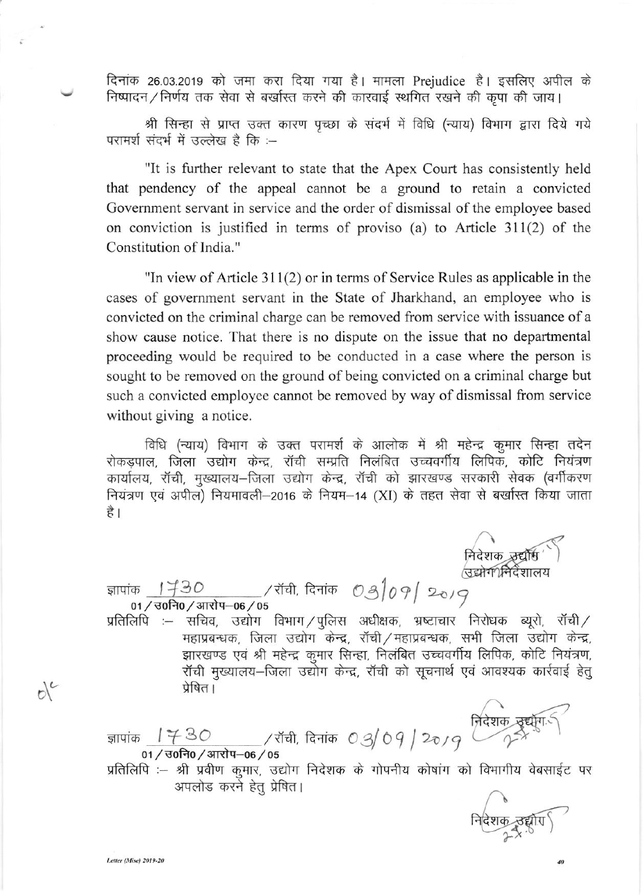दिनांक 26.03.2019 को जमा करा दिया गया है। मामला Prejudice है। इसलिए अपील के निष्पादन / निर्णय तक सेवा से बर्खास्त करने की कारवाई स्थगित रखने की कृपा की जाय।

श्री सिन्हा से प्राप्त उक्त कारण पृच्छा के संदर्भ में विधि (न्याय) विभाग द्वारा दिये गये परामर्श संदर्भ में उल्लेख है कि :–

"It is further relevant to state that the Apex Court has consistently held that pendency of the appeal cannot be a ground to retain a convicted Government servant in service and the order of dismissal of the employee based on conviction is justified in terms of proviso (a) to Article 311(2) of the Constitution of India."

"In view of Article 311(2) or in terms of Service Rules as applicable in the cases of government servant in the State of Jharkhand, an employee who is convicted on the criminal charge can be removed from service with issuance of a show cause notice. That there is no dispute on the issue that no departmental proceeding would be required to be conducted in a case where the person is sought to be removed on the ground of being convicted on a criminal charge but such a convicted employee cannot be removed by way of dismissal from service without giving a notice.

विधि (न्याय) विभाग के उक्त परामर्श के आलोक में श्री महेन्द्र कुमार सिन्हा तदेन रोकड़पाल, जिला उद्योग केन्द्र, राँची सम्प्रति निलंबित उच्चवर्गीय लिपिक, कोटि नियंत्रण कार्यालय, राँची, मुख्यालय–जिला उद्योग केन्द्र, राँची को झारखण्ड सरकारी सेवक (वर्गीकरण नियंत्रण एवं अपील) नियमावली–2016 के नियम–14 (XI) के तहत सेवा से बर्खास्त किया जाता है।

निदेशक उद्योग
उद्योग निदेशालय

ज्ञापांक 1730 / राँची, दिनांक 03/09/2019
01 / उ0नि0 / आरोप–06 / 05

प्रतिलिपि :– सचिव, उद्योग विभाग / पुलिस अधीक्षक, भ्रष्टाचार निरोधक ब्यूरो, राँची / महाप्रबन्धक, जिला उद्योग केन्द्र, राँची / महाप्रबन्धक, सभी जिला उद्योग केन्द्र, झारखण्ड एवं श्री महेन्द्र कुमार सिन्हा, निलंबित उच्चवर्गीय लिपिक, कोटि नियंत्रण, राँची मुख्यालय–जिला उद्योग केन्द्र, राँची को सूचनार्थ एवं आवश्यक कार्रवाई हेतु प्रेषित।

निदेशक उद्योग

ज्ञापांक 1730 / राँची, दिनांक 03/09/2019
01 / उ0नि0 / आरोप–06 / 05

प्रतिलिपि :– श्री प्रवीण कुमार, उद्योग निदेशक के गोपनीय कोषांग को विभागीय वेबसाईट पर अपलोड करने हेतु प्रेषित।

निदेशक उद्योग